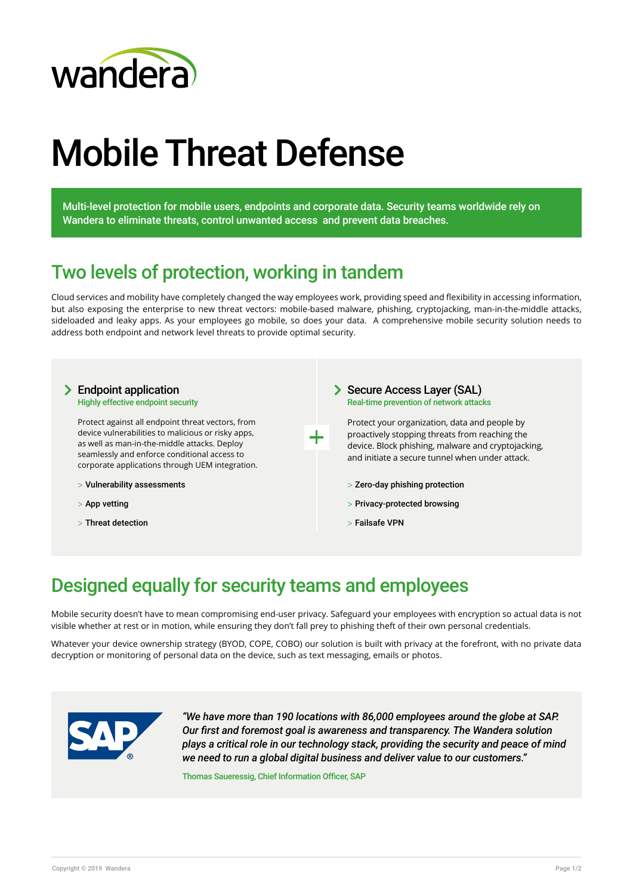# Mobile Threat Defense

Multi-level protection for mobile users, endpoints and corporate data. Security teams worldwide rely on Wandera to eliminate threats, control unwanted access and prevent data breaches.

## Two levels of protection, working in tandem

Cloud services and mobility have completely changed the way employees work, providing speed and flexibility in accessing information, but also exposing the enterprise to new threat vectors: mobile-based malware, phishing, cryptojacking, man-in-the-middle attacks, sideloaded and leaky apps. As your employees go mobile, so does your data. A comprehensive mobile security solution needs to address both endpoint and network level threats to provide optimal security.

### Endpoint application

Highly effective endpoint security

Protect against all endpoint threat vectors, from device vulnerabilities to malicious or risky apps, as well as man-in-the-middle attacks. Deploy seamlessly and enforce conditional access to corporate applications through UEM integration.

- Vulnerability assessments
- App vetting
- Threat detection

+

### Secure Access Layer (SAL)

Real-time prevention of network attacks

Protect your organization, data and people by proactively stopping threats from reaching the device. Block phishing, malware and cryptojacking, and initiate a secure tunnel when under attack.

- Zero-day phishing protection
- Privacy-protected browsing
- Failsafe VPN

## Designed equally for security teams and employees

Mobile security doesn't have to mean compromising end-user privacy. Safeguard your employees with encryption so actual data is not visible whether at rest or in motion, while ensuring they don't fall prey to phishing theft of their own personal credentials.

Whatever your device ownership strategy (BYOD, COPE, COBO) our solution is built with privacy at the forefront, with no private data decryption or monitoring of personal data on the device, such as text messaging, emails or photos.

*"We have more than 190 locations with 86,000 employees around the globe at SAP. Our first and foremost goal is awareness and transparency. The Wandera solution plays a critical role in our technology stack, providing the security and peace of mind we need to run a global digital business and deliver value to our customers."*

Thomas Saueressig, Chief Information Officer, SAP

Copyright © 2019 Wandera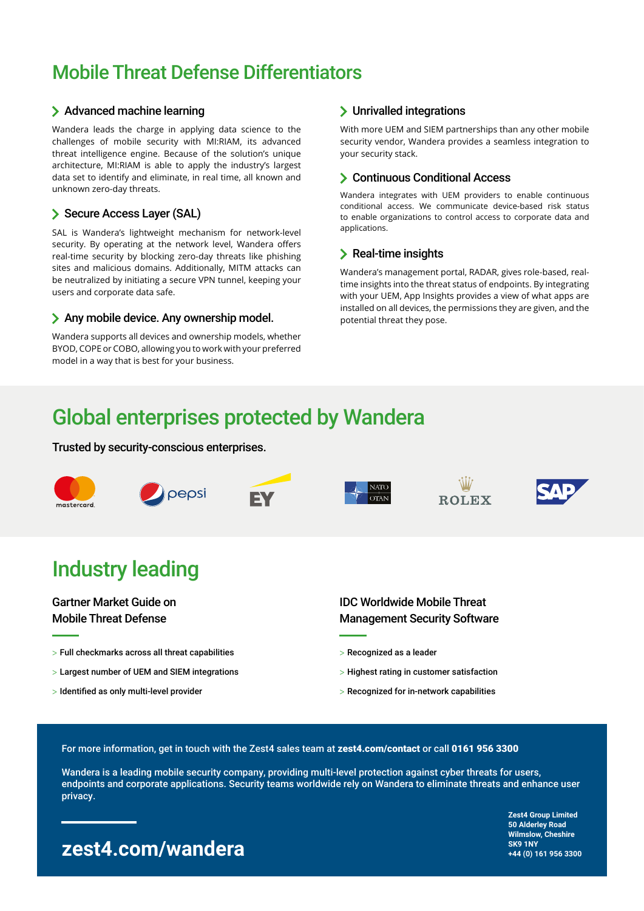## Mobile Threat Defense Differentiators

### Advanced machine learning

Wandera leads the charge in applying data science to the challenges of mobile security with MI:RIAM, its advanced threat intelligence engine. Because of the solution's unique architecture, MI:RIAM is able to apply the industry's largest data set to identify and eliminate, in real time, all known and unknown zero-day threats.

### Secure Access Layer (SAL)

SAL is Wandera's lightweight mechanism for network-level security. By operating at the network level, Wandera offers real-time security by blocking zero-day threats like phishing sites and malicious domains. Additionally, MITM attacks can be neutralized by initiating a secure VPN tunnel, keeping your users and corporate data safe.

### Any mobile device. Any ownership model.

Wandera supports all devices and ownership models, whether BYOD, COPE or COBO, allowing you to work with your preferred model in a way that is best for your business.

### Unrivalled integrations

With more UEM and SIEM partnerships than any other mobile security vendor, Wandera provides a seamless integration to your security stack.

### Continuous Conditional Access

Wandera integrates with UEM providers to enable continuous conditional access. We communicate device-based risk status to enable organizations to control access to corporate data and applications.

### Real-time insights

Wandera's management portal, RADAR, gives role-based, real-time insights into the threat status of endpoints. By integrating with your UEM, App Insights provides a view of what apps are installed on all devices, the permissions they are given, and the potential threat they pose.

## Global enterprises protected by Wandera

Trusted by security-conscious enterprises.

mastercard. pepsi EY NATO OTAN ROLEX SAP

## Industry leading

### Gartner Market Guide on Mobile Threat Defense

- Full checkmarks across all threat capabilities
- Largest number of UEM and SIEM integrations
- Identified as only multi-level provider

### IDC Worldwide Mobile Threat Management Security Software

- Recognized as a leader
- Highest rating in customer satisfaction
- Recognized for in-network capabilities

For more information, get in touch with the Zest4 sales team at **zest4.com/contact** or call **0161 956 3300**

Wandera is a leading mobile security company, providing multi-level protection against cyber threats for users, endpoints and corporate applications. Security teams worldwide rely on Wandera to eliminate threats and enhance user privacy.

**zest4.com/wandera**

**Zest4 Group Limited**
**50 Alderley Road**
**Wilmslow, Cheshire**
**SK9 1NY**
**+44 (0) 161 956 3300**